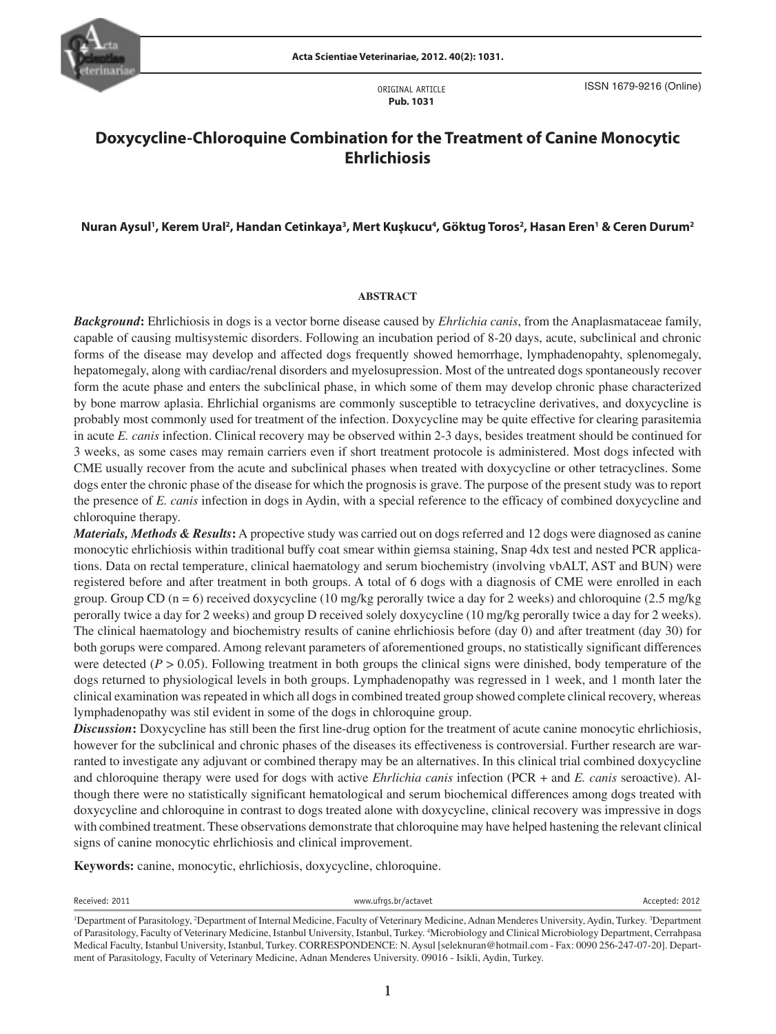ORIGINAL ARTICLE
**Pub. 1031**

ISSN 1679-9216 (Online)

# Doxycycline-Chloroquine Combination for the Treatment of Canine Monocytic Ehrlichiosis

**Nuran Aysul[1], Kerem Ural[2], Handan Cetinkaya[3], Mert Kuşkucu[4], Göktug Toros[2], Hasan Eren[1] & Ceren Durum[2]**

## ABSTRACT

***Background*:** Ehrlichiosis in dogs is a vector borne disease caused by *Ehrlichia canis*, from the Anaplasmataceae family, capable of causing multisystemic disorders. Following an incubation period of 8-20 days, acute, subclinical and chronic forms of the disease may develop and affected dogs frequently showed hemorrhage, lymphadenopahty, splenomegaly, hepatomegaly, along with cardiac/renal disorders and myelosupression. Most of the untreated dogs spontaneously recover form the acute phase and enters the subclinical phase, in which some of them may develop chronic phase characterized by bone marrow aplasia. Ehrlichial organisms are commonly susceptible to tetracycline derivatives, and doxycycline is probably most commonly used for treatment of the infection. Doxycycline may be quite effective for clearing parasitemia in acute *E. canis* infection. Clinical recovery may be observed within 2-3 days, besides treatment should be continued for 3 weeks, as some cases may remain carriers even if short treatment protocole is administered. Most dogs infected with CME usually recover from the acute and subclinical phases when treated with doxycycline or other tetracyclines. Some dogs enter the chronic phase of the disease for which the prognosis is grave. The purpose of the present study was to report the presence of *E. canis* infection in dogs in Aydin, with a special reference to the efficacy of combined doxycycline and chloroquine therapy.

***Materials, Methods & Results*:** A propective study was carried out on dogs referred and 12 dogs were diagnosed as canine monocytic ehrlichiosis within traditional buffy coat smear within giemsa staining, Snap 4dx test and nested PCR applications. Data on rectal temperature, clinical haematology and serum biochemistry (involving vbALT, AST and BUN) were registered before and after treatment in both groups. A total of 6 dogs with a diagnosis of CME were enrolled in each group. Group CD (n = 6) received doxycycline (10 mg/kg perorally twice a day for 2 weeks) and chloroquine (2.5 mg/kg perorally twice a day for 2 weeks) and group D received solely doxycycline (10 mg/kg perorally twice a day for 2 weeks). The clinical haematology and biochemistry results of canine ehrlichiosis before (day 0) and after treatment (day 30) for both gorups were compared. Among relevant parameters of aforementioned groups, no statistically significant differences were detected ($P > 0.05$). Following treatment in both groups the clinical signs were dinished, body temperature of the dogs returned to physiological levels in both groups. Lymphadenopathy was regressed in 1 week, and 1 month later the clinical examination was repeated in which all dogs in combined treated group showed complete clinical recovery, whereas lymphadenopathy was stil evident in some of the dogs in chloroquine group.

***Discussion*:** Doxycycline has still been the first line-drug option for the treatment of acute canine monocytic ehrlichiosis, however for the subclinical and chronic phases of the diseases its effectiveness is controversial. Further research are warranted to investigate any adjuvant or combined therapy may be an alternatives. In this clinical trial combined doxycycline and chloroquine therapy were used for dogs with active *Ehrlichia canis* infection (PCR + and *E. canis* seroactive). Although there were no statistically significant hematological and serum biochemical differences among dogs treated with doxycycline and chloroquine in contrast to dogs treated alone with doxycycline, clinical recovery was impressive in dogs with combined treatment. These observations demonstrate that chloroquine may have helped hastening the relevant clinical signs of canine monocytic ehrlichiosis and clinical improvement.

**Keywords:** canine, monocytic, ehrlichiosis, doxycycline, chloroquine.

Received: 2011 | www.ufrgs.br/actavet | Accepted: 2012

[1]Department of Parasitology, [2]Department of Internal Medicine, Faculty of Veterinary Medicine, Adnan Menderes University, Aydin, Turkey. [3]Department of Parasitology, Faculty of Veterinary Medicine, Istanbul University, Istanbul, Turkey. [4]Microbiology and Clinical Microbiology Department, Cerrahpasa Medical Faculty, Istanbul University, Istanbul, Turkey. CORRESPONDENCE: N. Aysul [seleknuran@hotmail.com - Fax: 0090 256-247-07-20]. Department of Parasitology, Faculty of Veterinary Medicine, Adnan Menderes University. 09016 - Isikli, Aydin, Turkey.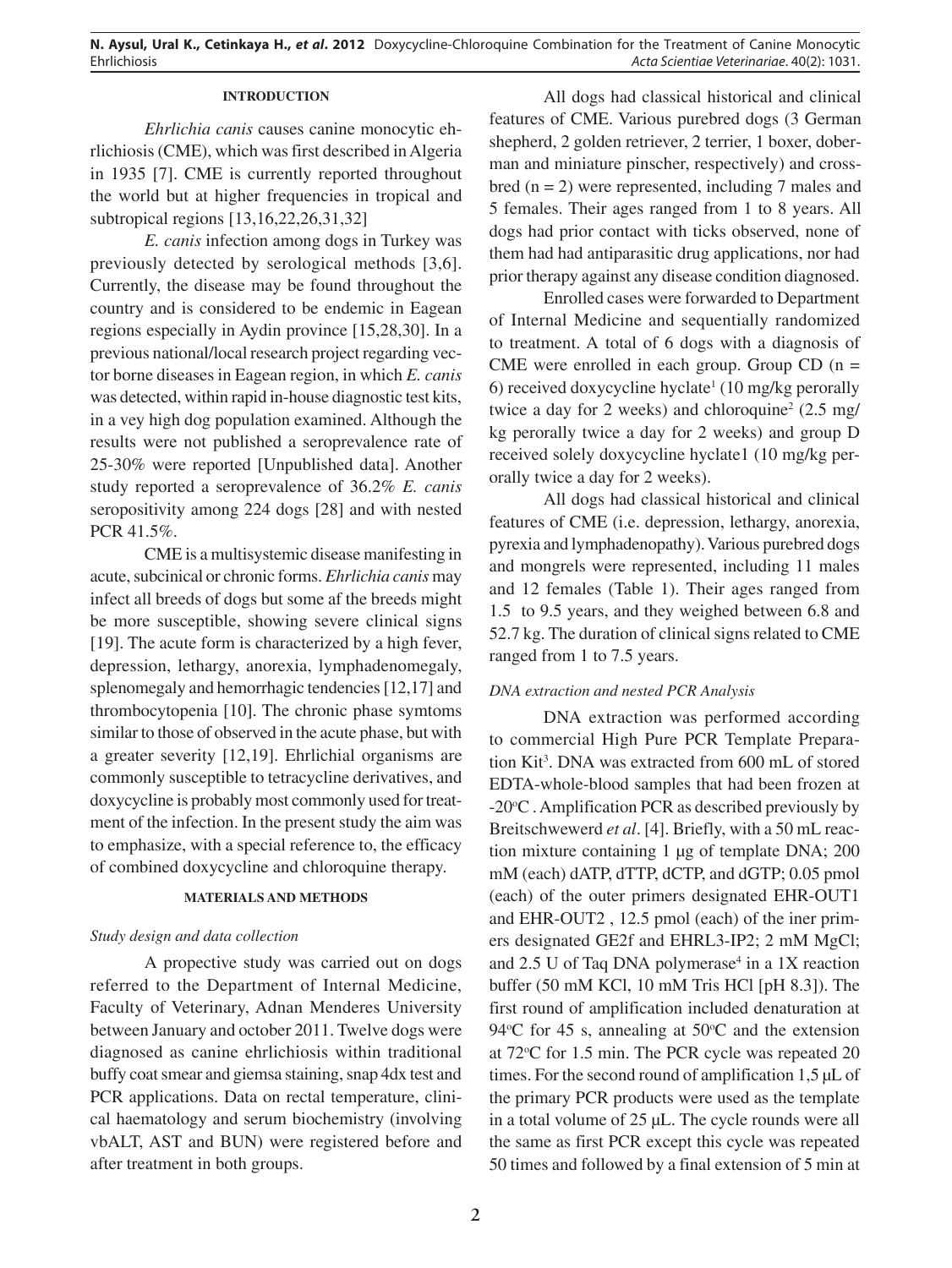## INTRODUCTION

*Ehrlichia canis* causes canine monocytic ehrlichiosis (CME), which was first described in Algeria in 1935 [7]. CME is currently reported throughout the world but at higher frequencies in tropical and subtropical regions [13,16,22,26,31,32]

*E. canis* infection among dogs in Turkey was previously detected by serological methods [3,6]. Currently, the disease may be found throughout the country and is considered to be endemic in Eagean regions especially in Aydin province [15,28,30]. In a previous national/local research project regarding vector borne diseases in Eagean region, in which *E. canis* was detected, within rapid in-house diagnostic test kits, in a vey high dog population examined. Although the results were not published a seroprevalence rate of 25-30% were reported [Unpublished data]. Another study reported a seroprevalence of 36.2% *E. canis* seropositivity among 224 dogs [28] and with nested PCR 41.5%.

CME is a multisystemic disease manifesting in acute, subcinical or chronic forms. *Ehrlichia canis* may infect all breeds of dogs but some af the breeds might be more susceptible, showing severe clinical signs [19]. The acute form is characterized by a high fever, depression, lethargy, anorexia, lymphadenomegaly, splenomegaly and hemorrhagic tendencies [12,17] and thrombocytopenia [10]. The chronic phase symtoms similar to those of observed in the acute phase, but with a greater severity [12,19]. Ehrlichial organisms are commonly susceptible to tetracycline derivatives, and doxycycline is probably most commonly used for treatment of the infection. In the present study the aim was to emphasize, with a special reference to, the efficacy of combined doxycycline and chloroquine therapy.

## MATERIALS AND METHODS

### *Study design and data collection*

A propective study was carried out on dogs referred to the Department of Internal Medicine, Faculty of Veterinary, Adnan Menderes University between January and october 2011. Twelve dogs were diagnosed as canine ehrlichiosis within traditional buffy coat smear and giemsa staining, snap 4dx test and PCR applications. Data on rectal temperature, clinical haematology and serum biochemistry (involving vbALT, AST and BUN) were registered before and after treatment in both groups.

All dogs had classical historical and clinical features of CME. Various purebred dogs (3 German shepherd, 2 golden retriever, 2 terrier, 1 boxer, doberman and miniature pinscher, respectively) and crossbred (n = 2) were represented, including 7 males and 5 females. Their ages ranged from 1 to 8 years. All dogs had prior contact with ticks observed, none of them had had antiparasitic drug applications, nor had prior therapy against any disease condition diagnosed.

Enrolled cases were forwarded to Department of Internal Medicine and sequentially randomized to treatment. A total of 6 dogs with a diagnosis of CME were enrolled in each group. Group CD (n = 6) received doxycycline hyclate[1] (10 mg/kg perorally twice a day for 2 weeks) and chloroquine[2] (2.5 mg/kg perorally twice a day for 2 weeks) and group D received solely doxycycline hyclate1 (10 mg/kg perorally twice a day for 2 weeks).

All dogs had classical historical and clinical features of CME (i.e. depression, lethargy, anorexia, pyrexia and lymphadenopathy). Various purebred dogs and mongrels were represented, including 11 males and 12 females (Table 1). Their ages ranged from 1.5 to 9.5 years, and they weighed between 6.8 and 52.7 kg. The duration of clinical signs related to CME ranged from 1 to 7.5 years.

### *DNA extraction and nested PCR Analysis*

DNA extraction was performed according to commercial High Pure PCR Template Preparation Kit[3]. DNA was extracted from 600 mL of stored EDTA-whole-blood samples that had been frozen at -20°C . Amplification PCR as described previously by Breitschwewerd *et al*. [4]. Briefly, with a 50 mL reaction mixture containing 1 µg of template DNA; 200 mM (each) dATP, dTTP, dCTP, and dGTP; 0.05 pmol (each) of the outer primers designated EHR-OUT1 and EHR-OUT2 , 12.5 pmol (each) of the iner primers designated GE2f and EHRL3-IP2; 2 mM MgCl; and 2.5 U of Taq DNA polymerase[4] in a 1X reaction buffer (50 mM KCl, 10 mM Tris HCl [pH 8.3]). The first round of amplification included denaturation at 94°C for 45 s, annealing at 50°C and the extension at 72°C for 1.5 min. The PCR cycle was repeated 20 times. For the second round of amplification 1,5 µL of the primary PCR products were used as the template in a total volume of 25 µL. The cycle rounds were all the same as first PCR except this cycle was repeated 50 times and followed by a final extension of 5 min at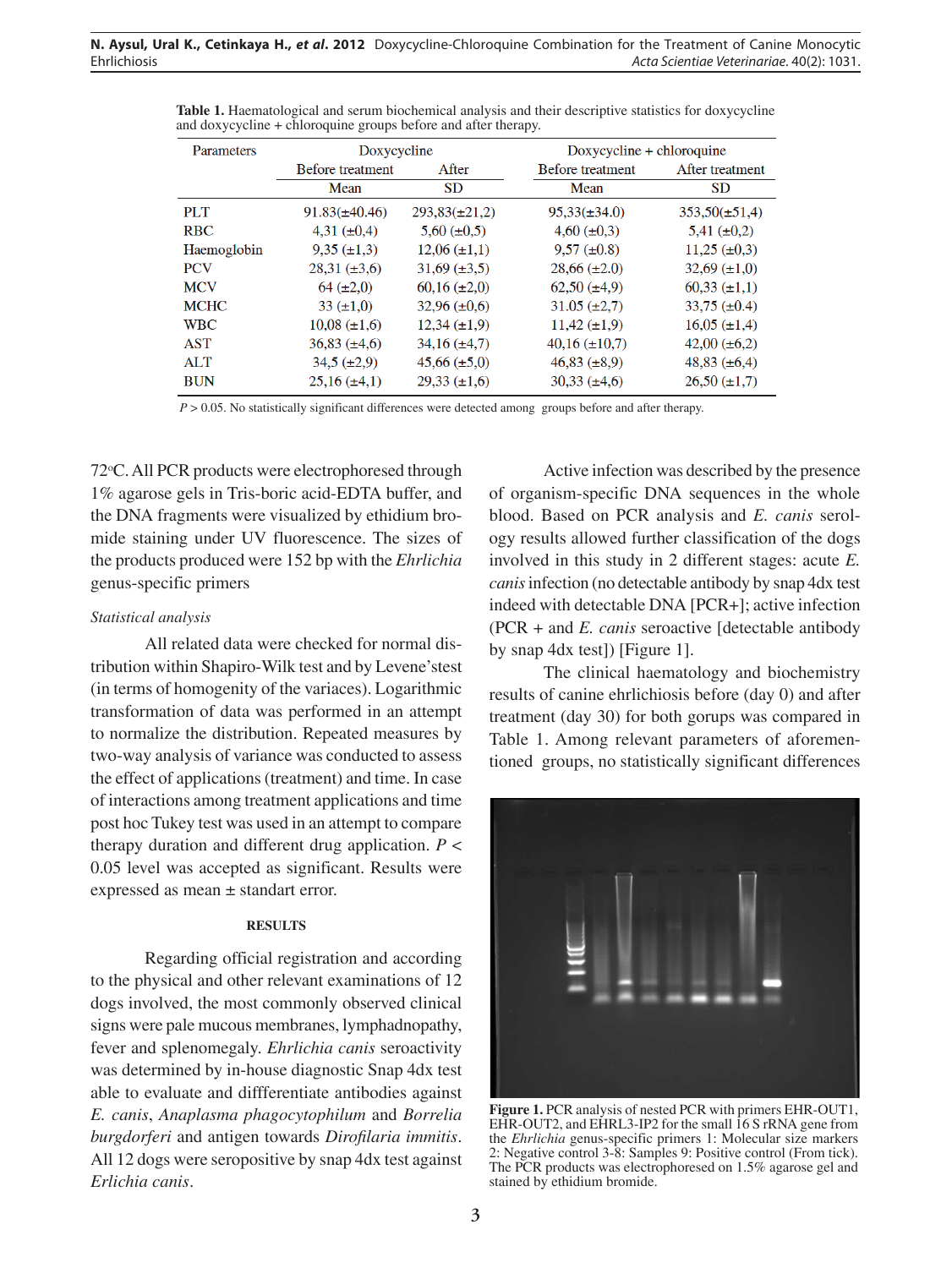**Table 1.** Haematological and serum biochemical analysis and their descriptive statistics for doxycycline and doxycycline + chloroquine groups before and after therapy.

| Parameters | Doxycycline | | Doxycycline + chloroquine | |
|---|---|---|---|---|
| | Before treatment | After | Before treatment | After treatment |
| | Mean | SD | Mean | SD |
| PLT | 91.83(±40.46) | 293,83(±21,2) | 95,33(±34.0) | 353,50(±51,4) |
| RBC | 4,31 (±0,4) | 5,60 (±0,5) | 4,60 (±0,3) | 5,41 (±0,2) |
| Haemoglobin | 9,35 (±1,3) | 12,06 (±1,1) | 9,57 (±0.8) | 11,25 (±0,3) |
| PCV | 28,31 (±3,6) | 31,69 (±3,5) | 28,66 (±2.0) | 32,69 (±1,0) |
| MCV | 64 (±2,0) | 60,16 (±2,0) | 62,50 (±4,9) | 60,33 (±1,1) |
| MCHC | 33 (±1,0) | 32,96 (±0,6) | 31.05 (±2,7) | 33,75 (±0.4) |
| WBC | 10,08 (±1,6) | 12,34 (±1,9) | 11,42 (±1,9) | 16,05 (±1,4) |
| AST | 36,83 (±4,6) | 34,16 (±4,7) | 40,16 (±10,7) | 42,00 (±6,2) |
| ALT | 34,5 (±2,9) | 45,66 (±5,0) | 46,83 (±8,9) | 48,83 (±6,4) |
| BUN | 25,16 (±4,1) | 29,33 (±1,6) | 30,33 (±4,6) | 26,50 (±1,7) |

$P > 0.05$. No statistically significant differences were detected among groups before and after therapy.

72°C. All PCR products were electrophoresed through 1% agarose gels in Tris-boric acid-EDTA buffer, and the DNA fragments were visualized by ethidium bromide staining under UV fluorescence. The sizes of the products produced were 152 bp with the *Ehrlichia* genus-specific primers

*Statistical analysis*

All related data were checked for normal distribution within Shapiro-Wilk test and by Levene'stest (in terms of homogenity of the variaces). Logarithmic transformation of data was performed in an attempt to normalize the distribution. Repeated measures by two-way analysis of variance was conducted to assess the effect of applications (treatment) and time. In case of interactions among treatment applications and time post hoc Tukey test was used in an attempt to compare therapy duration and different drug application. $P < 0.05$ level was accepted as significant. Results were expressed as mean ± standart error.

## RESULTS

Regarding official registration and according to the physical and other relevant examinations of 12 dogs involved, the most commonly observed clinical signs were pale mucous membranes, lymphadnopathy, fever and splenomegaly. *Ehrlichia canis* seroactivity was determined by in-house diagnostic Snap 4dx test able to evaluate and diffferentiate antibodies against *E. canis*, *Anaplasma phagocytophilum* and *Borrelia burgdorferi* and antigen towards *Dirofilaria immitis*. All 12 dogs were seropositive by snap 4dx test against *Erlichia canis*.

Active infection was described by the presence of organism-specific DNA sequences in the whole blood. Based on PCR analysis and *E. canis* serology results allowed further classification of the dogs involved in this study in 2 different stages: acute *E. canis* infection (no detectable antibody by snap 4dx test indeed with detectable DNA [PCR+]; active infection (PCR + and *E. canis* seroactive [detectable antibody by snap 4dx test]) [Figure 1].

The clinical haematology and biochemistry results of canine ehrlichiosis before (day 0) and after treatment (day 30) for both gorups was compared in Table 1. Among relevant parameters of aforementioned groups, no statistically significant differences

**Figure 1.** PCR analysis of nested PCR with primers EHR-OUT1, EHR-OUT2, and EHRL3-IP2 for the small 16 S rRNA gene from the *Ehrlichia* genus-specific primers 1: Molecular size markers 2: Negative control 3-8: Samples 9: Positive control (From tick). The PCR products was electrophoresed on 1.5% agarose gel and stained by ethidium bromide.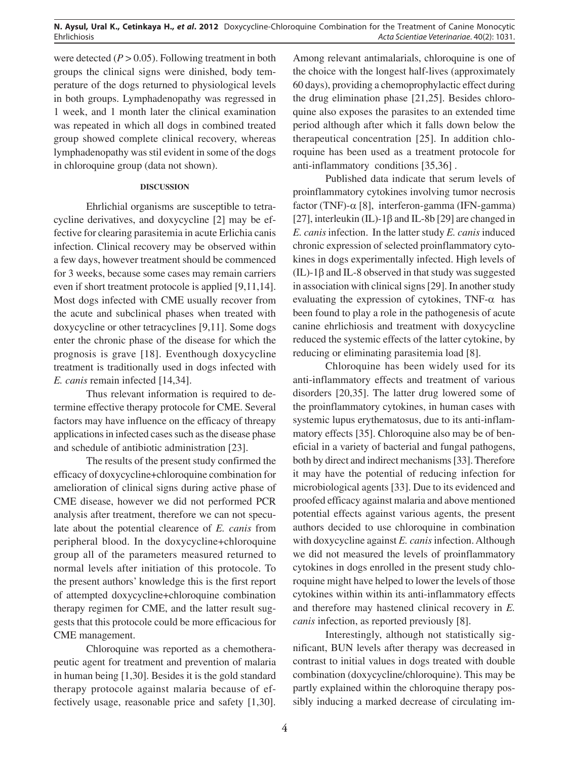were detected ($P > 0.05$). Following treatment in both groups the clinical signs were dinished, body temperature of the dogs returned to physiological levels in both groups. Lymphadenopathy was regressed in 1 week, and 1 month later the clinical examination was repeated in which all dogs in combined treated group showed complete clinical recovery, whereas lymphadenopathy was stil evident in some of the dogs in chloroquine group (data not shown).

## DISCUSSION

Ehrlichial organisms are susceptible to tetracycline derivatives, and doxycycline [2] may be effective for clearing parasitemia in acute Erlichia canis infection. Clinical recovery may be observed within a few days, however treatment should be commenced for 3 weeks, because some cases may remain carriers even if short treatment protocole is applied [9,11,14]. Most dogs infected with CME usually recover from the acute and subclinical phases when treated with doxycycline or other tetracyclines [9,11]. Some dogs enter the chronic phase of the disease for which the prognosis is grave [18]. Eventhough doxycycline treatment is traditionally used in dogs infected with *E. canis* remain infected [14,34].

Thus relevant information is required to determine effective therapy protocole for CME. Several factors may have influence on the efficacy of threapy applications in infected cases such as the disease phase and schedule of antibiotic administration [23].

The results of the present study confirmed the efficacy of doxycycline+chloroquine combination for amelioration of clinical signs during active phase of CME disease, however we did not performed PCR analysis after treatment, therefore we can not speculate about the potential clearence of *E. canis* from peripheral blood. In the doxycycline+chloroquine group all of the parameters measured returned to normal levels after initiation of this protocole. To the present authors' knowledge this is the first report of attempted doxycycline+chloroquine combination therapy regimen for CME, and the latter result suggests that this protocole could be more efficacious for CME management.

Chloroquine was reported as a chemotherapeutic agent for treatment and prevention of malaria in human being [1,30]. Besides it is the gold standard therapy protocole against malaria because of effectively usage, reasonable price and safety [1,30]. Among relevant antimalarials, chloroquine is one of the choice with the longest half-lives (approximately 60 days), providing a chemoprophylactic effect during the drug elimination phase [21,25]. Besides chloroquine also exposes the parasites to an extended time period although after which it falls down below the therapeutical concentration [25]. In addition chloroquine has been used as a treatment protocole for anti-inflammatory conditions [35,36] .

Published data indicate that serum levels of proinflammatory cytokines involving tumor necrosis factor (TNF)-$\alpha$ [8], interferon-gamma (IFN-gamma) [27], interleukin (IL)-1$\beta$ and IL-8b [29] are changed in *E. canis* infection. In the latter study *E. canis* induced chronic expression of selected proinflammatory cytokines in dogs experimentally infected. High levels of (IL)-1$\beta$ and IL-8 observed in that study was suggested in association with clinical signs [29]. In another study evaluating the expression of cytokines, TNF-$\alpha$ has been found to play a role in the pathogenesis of acute canine ehrlichiosis and treatment with doxycycline reduced the systemic effects of the latter cytokine, by reducing or eliminating parasitemia load [8].

Chloroquine has been widely used for its anti-inflammatory effects and treatment of various disorders [20,35]. The latter drug lowered some of the proinflammatory cytokines, in human cases with systemic lupus erythematosus, due to its anti-inflammatory effects [35]. Chloroquine also may be of beneficial in a variety of bacterial and fungal pathogens, both by direct and indirect mechanisms [33]. Therefore it may have the potential of reducing infection for microbiological agents [33]. Due to its evidenced and proofed efficacy against malaria and above mentioned potential effects against various agents, the present authors decided to use chloroquine in combination with doxycycline against *E. canis* infection. Although we did not measured the levels of proinflammatory cytokines in dogs enrolled in the present study chloroquine might have helped to lower the levels of those cytokines within within its anti-inflammatory effects and therefore may hastened clinical recovery in *E. canis* infection, as reported previously [8].

Interestingly, although not statistically significant, BUN levels after therapy was decreased in contrast to initial values in dogs treated with double combination (doxycycline/chloroquine). This may be partly explained within the chloroquine therapy possibly inducing a marked decrease of circulating im-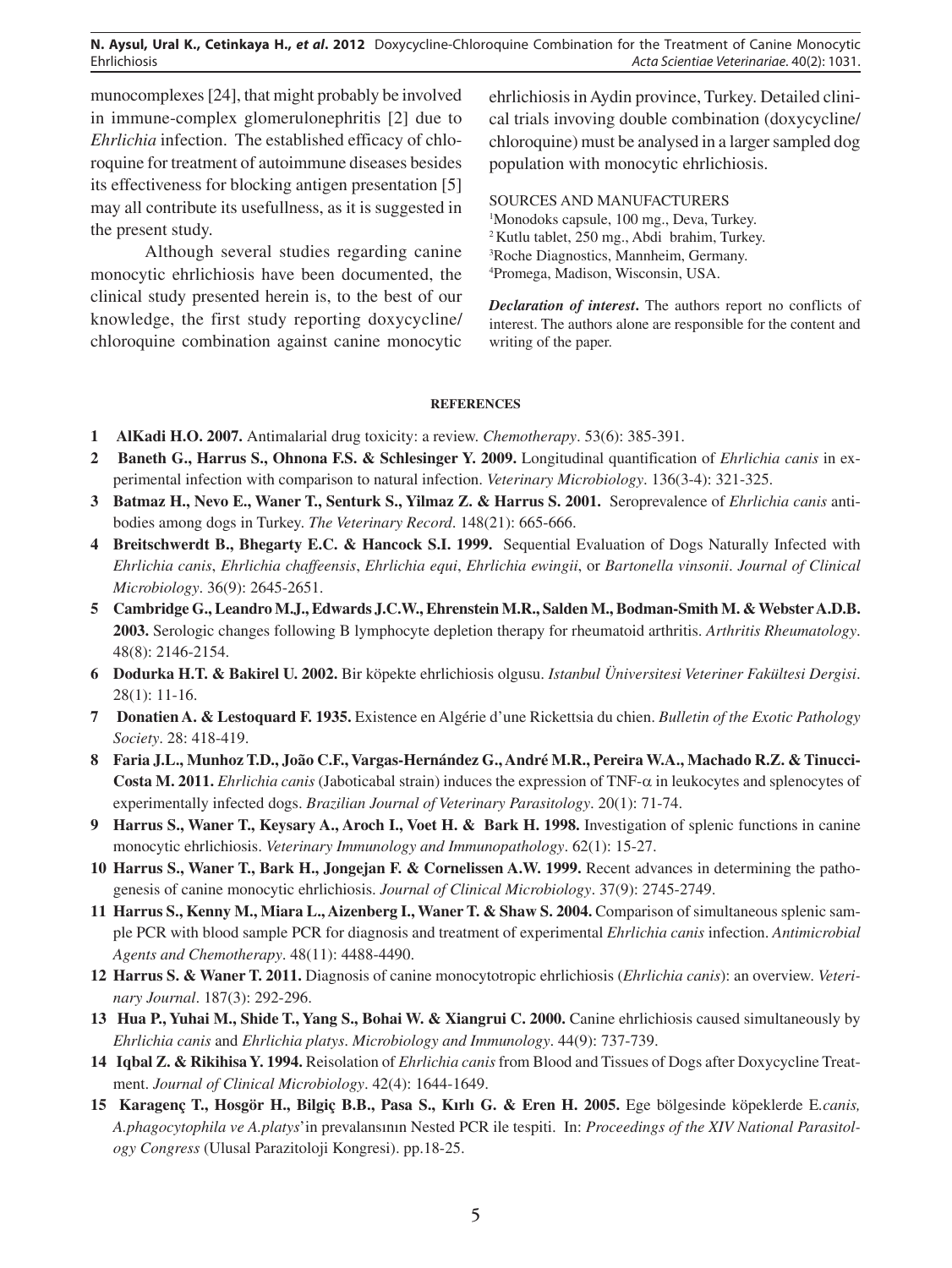munocomplexes [24], that might probably be involved in immune-complex glomerulonephritis [2] due to *Ehrlichia* infection. The established efficacy of chloroquine for treatment of autoimmune diseases besides its effectiveness for blocking antigen presentation [5] may all contribute its usefullness, as it is suggested in the present study.

Although several studies regarding canine monocytic ehrlichiosis have been documented, the clinical study presented herein is, to the best of our knowledge, the first study reporting doxycycline/chloroquine combination against canine monocytic ehrlichiosis in Aydin province, Turkey. Detailed clinical trials invoving double combination (doxycycline/chloroquine) must be analysed in a larger sampled dog population with monocytic ehrlichiosis.

SOURCES AND MANUFACTURERS

[1]Monodoks capsule, 100 mg., Deva, Turkey.
[2]Kutlu tablet, 250 mg., Abdi brahim, Turkey.
[3]Roche Diagnostics, Mannheim, Germany.
[4]Promega, Madison, Wisconsin, USA.

***Declaration of interest*.** The authors report no conflicts of interest. The authors alone are responsible for the content and writing of the paper.

## REFERENCES

1 **AlKadi H.O. 2007.** Antimalarial drug toxicity: a review. *Chemotherapy*. 53(6): 385-391.

2 **Baneth G., Harrus S., Ohnona F.S. & Schlesinger Y. 2009.** Longitudinal quantification of *Ehrlichia canis* in experimental infection with comparison to natural infection. *Veterinary Microbiology*. 136(3-4): 321-325.

3 **Batmaz H., Nevo E., Waner T., Senturk S., Yilmaz Z. & Harrus S. 2001.** Seroprevalence of *Ehrlichia canis* antibodies among dogs in Turkey. *The Veterinary Record*. 148(21): 665-666.

4 **Breitschwerdt B., Bhegarty E.C. & Hancock S.I. 1999.** Sequential Evaluation of Dogs Naturally Infected with *Ehrlichia canis*, *Ehrlichia chaffeensis*, *Ehrlichia equi*, *Ehrlichia ewingii*, or *Bartonella vinsonii*. *Journal of Clinical Microbiology*. 36(9): 2645-2651.

5 **Cambridge G., Leandro M.J., Edwards J.C.W., Ehrenstein M.R., Salden M., Bodman-Smith M. & Webster A.D.B. 2003.** Serologic changes following B lymphocyte depletion therapy for rheumatoid arthritis. *Arthritis Rheumatology*. 48(8): 2146-2154.

6 **Dodurka H.T. & Bakirel U. 2002.** Bir köpekte ehrlichiosis olgusu. *Istanbul Üniversitesi Veteriner Fakültesi Dergisi*. 28(1): 11-16.

7 **Donatien A. & Lestoquard F. 1935.** Existence en Algérie d'une Rickettsia du chien. *Bulletin of the Exotic Pathology Society*. 28: 418-419.

8 **Faria J.L., Munhoz T.D., João C.F., Vargas-Hernández G., André M.R., Pereira W.A., Machado R.Z. & Tinucci-Costa M. 2011.** *Ehrlichia canis* (Jaboticabal strain) induces the expression of TNF-$\alpha$ in leukocytes and splenocytes of experimentally infected dogs. *Brazilian Journal of Veterinary Parasitology*. 20(1): 71-74.

9 **Harrus S., Waner T., Keysary A., Aroch I., Voet H. & Bark H. 1998.** Investigation of splenic functions in canine monocytic ehrlichiosis. *Veterinary Immunology and Immunopathology*. 62(1): 15-27.

10 **Harrus S., Waner T., Bark H., Jongejan F. & Cornelissen A.W. 1999.** Recent advances in determining the pathogenesis of canine monocytic ehrlichiosis. *Journal of Clinical Microbiology*. 37(9): 2745-2749.

11 **Harrus S., Kenny M., Miara L., Aizenberg I., Waner T. & Shaw S. 2004.** Comparison of simultaneous splenic sample PCR with blood sample PCR for diagnosis and treatment of experimental *Ehrlichia canis* infection. *Antimicrobial Agents and Chemotherapy*. 48(11): 4488-4490.

12 **Harrus S. & Waner T. 2011.** Diagnosis of canine monocytotropic ehrlichiosis (*Ehrlichia canis*): an overview. *Veterinary Journal*. 187(3): 292-296.

13 **Hua P., Yuhai M., Shide T., Yang S., Bohai W. & Xiangrui C. 2000.** Canine ehrlichiosis caused simultaneously by *Ehrlichia canis* and *Ehrlichia platys*. *Microbiology and Immunology*. 44(9): 737-739.

14 **Iqbal Z. & Rikihisa Y. 1994.** Reisolation of *Ehrlichia canis* from Blood and Tissues of Dogs after Doxycycline Treatment. *Journal of Clinical Microbiology*. 42(4): 1644-1649.

15 **Karagenç T., Hosgör H., Bilgiç B.B., Pasa S., Kırlı G. & Eren H. 2005.** Ege bölgesinde köpeklerde *E.canis, A.phagocytophila ve A.platys*' in prevalansının Nested PCR ile tespiti. In: *Proceedings of the XIV National Parasitology Congress* (Ulusal Parazitoloji Kongresi). pp.18-25.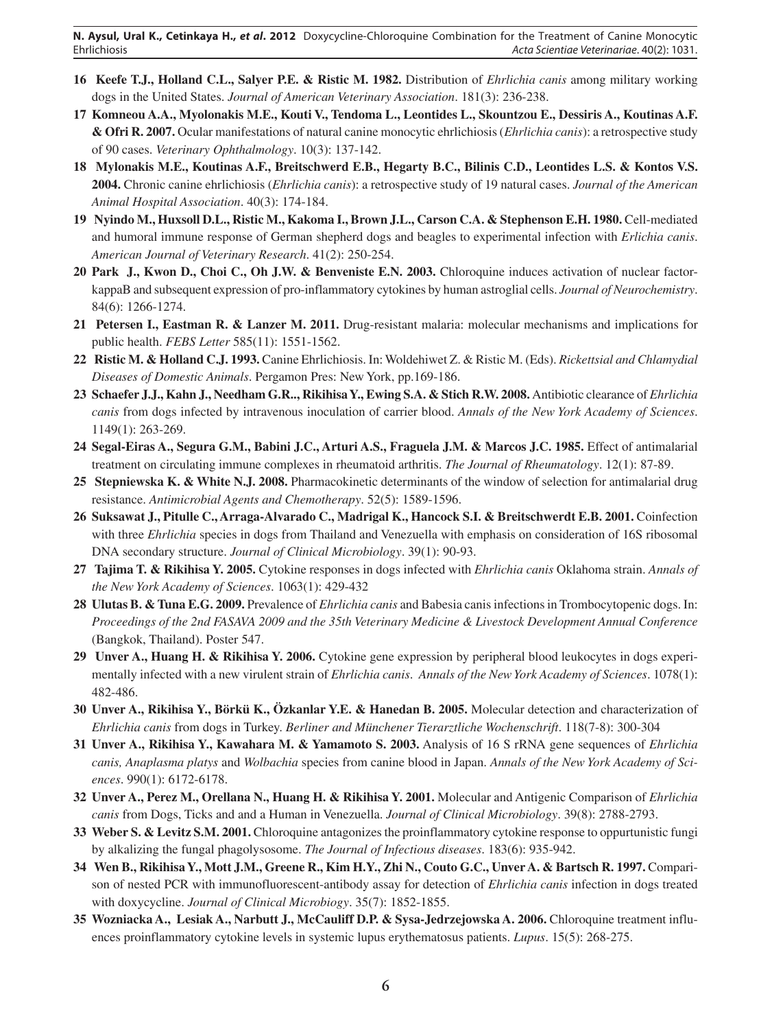16 **Keefe T.J., Holland C.L., Salyer P.E. & Ristic M. 1982.** Distribution of *Ehrlichia canis* among military working dogs in the United States. *Journal of American Veterinary Association*. 181(3): 236-238.

17 **Komneou A.A., Myolonakis M.E., Kouti V., Tendoma L., Leontides L., Skountzou E., Dessiris A., Koutinas A.F. & Ofri R. 2007.** Ocular manifestations of natural canine monocytic ehrlichiosis (*Ehrlichia canis*): a retrospective study of 90 cases. *Veterinary Ophthalmology*. 10(3): 137-142.

18 **Mylonakis M.E., Koutinas A.F., Breitschwerd E.B., Hegarty B.C., Bilinis C.D., Leontides L.S. & Kontos V.S. 2004.** Chronic canine ehrlichiosis (*Ehrlichia canis*): a retrospective study of 19 natural cases. *Journal of the American Animal Hospital Association*. 40(3): 174-184.

19 **Nyindo M., Huxsoll D.L., Ristic M., Kakoma I., Brown J.L., Carson C.A. & Stephenson E.H. 1980.** Cell-mediated and humoral immune response of German shepherd dogs and beagles to experimental infection with *Erlichia canis*. *American Journal of Veterinary Research*. 41(2): 250-254.

20 **Park J., Kwon D., Choi C., Oh J.W. & Benveniste E.N. 2003.** Chloroquine induces activation of nuclear factor-kappaB and subsequent expression of pro-inflammatory cytokines by human astroglial cells. *Journal of Neurochemistry*. 84(6): 1266-1274.

21 **Petersen I., Eastman R. & Lanzer M. 2011.** Drug-resistant malaria: molecular mechanisms and implications for public health. *FEBS Letter* 585(11): 1551-1562.

22 **Ristic M. & Holland C.J. 1993.** Canine Ehrlichiosis. In: Woldehiwet Z. & Ristic M. (Eds). *Rickettsial and Chlamydial Diseases of Domestic Animals*. Pergamon Pres: New York, pp.169-186.

23 **Schaefer J.J., Kahn J., Needham G.R.., Rikihisa Y., Ewing S.A. & Stich R.W. 2008.** Antibiotic clearance of *Ehrlichia canis* from dogs infected by intravenous inoculation of carrier blood. *Annals of the New York Academy of Sciences*. 1149(1): 263-269.

24 **Segal-Eiras A., Segura G.M., Babini J.C., Arturi A.S., Fraguela J.M. & Marcos J.C. 1985.** Effect of antimalarial treatment on circulating immune complexes in rheumatoid arthritis. *The Journal of Rheumatology*. 12(1): 87-89.

25 **Stepniewska K. & White N.J. 2008.** Pharmacokinetic determinants of the window of selection for antimalarial drug resistance. *Antimicrobial Agents and Chemotherapy*. 52(5): 1589-1596.

26 **Suksawat J., Pitulle C., Arraga-Alvarado C., Madrigal K., Hancock S.I. & Breitschwerdt E.B. 2001.** Coinfection with three *Ehrlichia* species in dogs from Thailand and Venezuella with emphasis on consideration of 16S ribosomal DNA secondary structure. *Journal of Clinical Microbiology*. 39(1): 90-93.

27 **Tajima T. & Rikihisa Y. 2005.** Cytokine responses in dogs infected with *Ehrlichia canis* Oklahoma strain. *Annals of the New York Academy of Sciences*. 1063(1): 429-432

28 **Ulutas B. & Tuna E.G. 2009.** Prevalence of *Ehrlichia canis* and Babesia canis infections in Trombocytopenic dogs. In: *Proceedings of the 2nd FASAVA 2009 and the 35th Veterinary Medicine & Livestock Development Annual Conference* (Bangkok, Thailand). Poster 547.

29 **Unver A., Huang H. & Rikihisa Y. 2006.** Cytokine gene expression by peripheral blood leukocytes in dogs experimentally infected with a new virulent strain of *Ehrlichia canis*. *Annals of the New York Academy of Sciences*. 1078(1): 482-486.

30 **Unver A., Rikihisa Y., Börkü K., Özkanlar Y.E. & Hanedan B. 2005.** Molecular detection and characterization of *Ehrlichia canis* from dogs in Turkey. *Berliner and Münchener Tierarztliche Wochenschrift*. 118(7-8): 300-304

31 **Unver A., Rikihisa Y., Kawahara M. & Yamamoto S. 2003.** Analysis of 16 S rRNA gene sequences of *Ehrlichia canis, Anaplasma platys* and *Wolbachia* species from canine blood in Japan. *Annals of the New York Academy of Sciences*. 990(1): 6172-6178.

32 **Unver A., Perez M., Orellana N., Huang H. & Rikihisa Y. 2001.** Molecular and Antigenic Comparison of *Ehrlichia canis* from Dogs, Ticks and and a Human in Venezuella. *Journal of Clinical Microbiology*. 39(8): 2788-2793.

33 **Weber S. & Levitz S.M. 2001.** Chloroquine antagonizes the proinflammatory cytokine response to oppurtunistic fungi by alkalizing the fungal phagolysosome. *The Journal of Infectious diseases*. 183(6): 935-942.

34 **Wen B., Rikihisa Y., Mott J.M., Greene R., Kim H.Y., Zhi N., Couto G.C., Unver A. & Bartsch R. 1997.** Comparison of nested PCR with immunofluorescent-antibody assay for detection of *Ehrlichia canis* infection in dogs treated with doxycycline. *Journal of Clinical Microbiogy*. 35(7): 1852-1855.

35 **Wozniacka A., Lesiak A., Narbutt J., McCauliff D.P. & Sysa-Jedrzejowska A. 2006.** Chloroquine treatment influences proinflammatory cytokine levels in systemic lupus erythematosus patients. *Lupus*. 15(5): 268-275.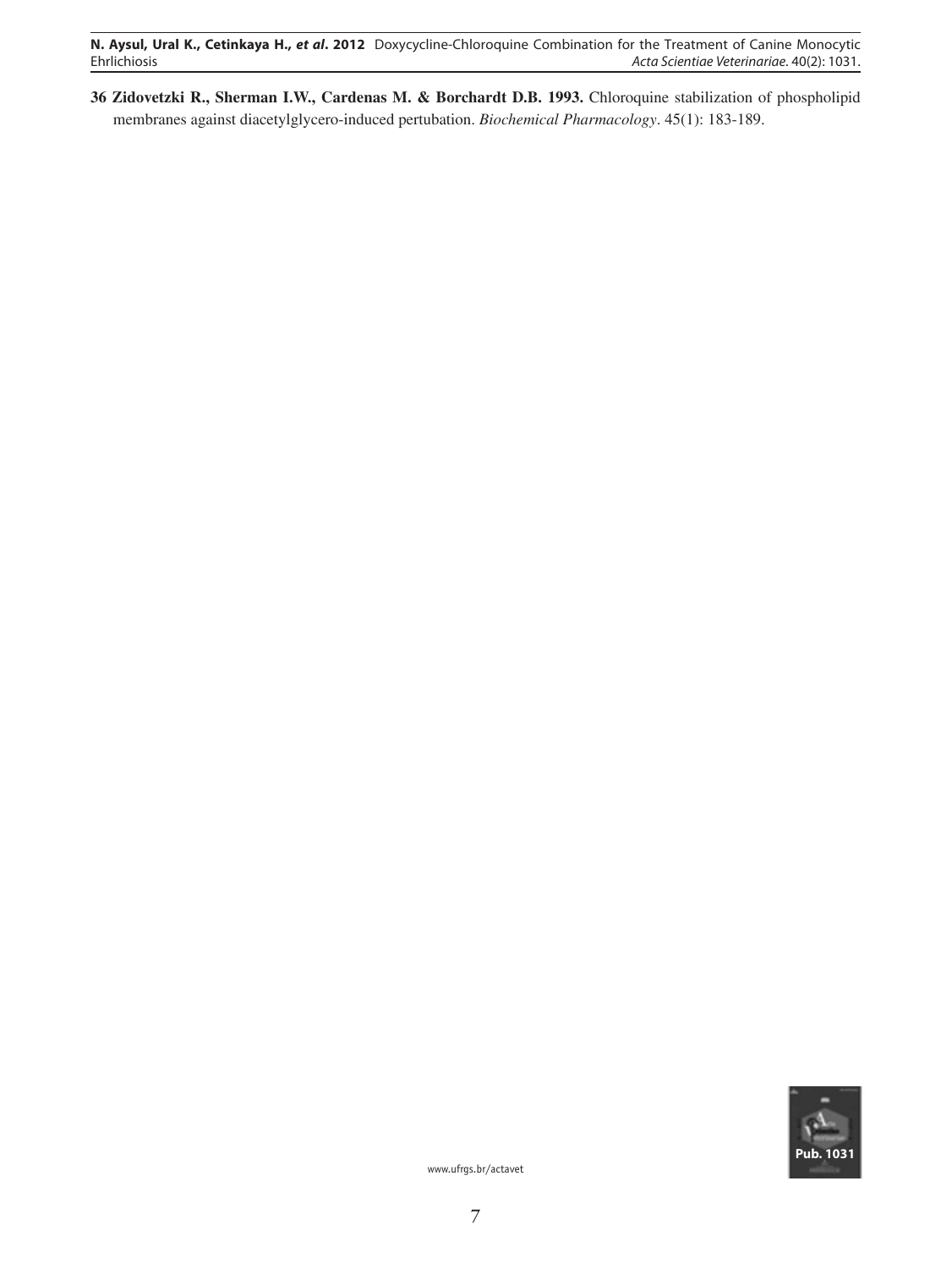**36 Zidovetzki R., Sherman I.W., Cardenas M. & Borchardt D.B. 1993.** Chloroquine stabilization of phospholipid membranes against diacetylglycero-induced pertubation. *Biochemical Pharmacology*. 45(1): 183-189.